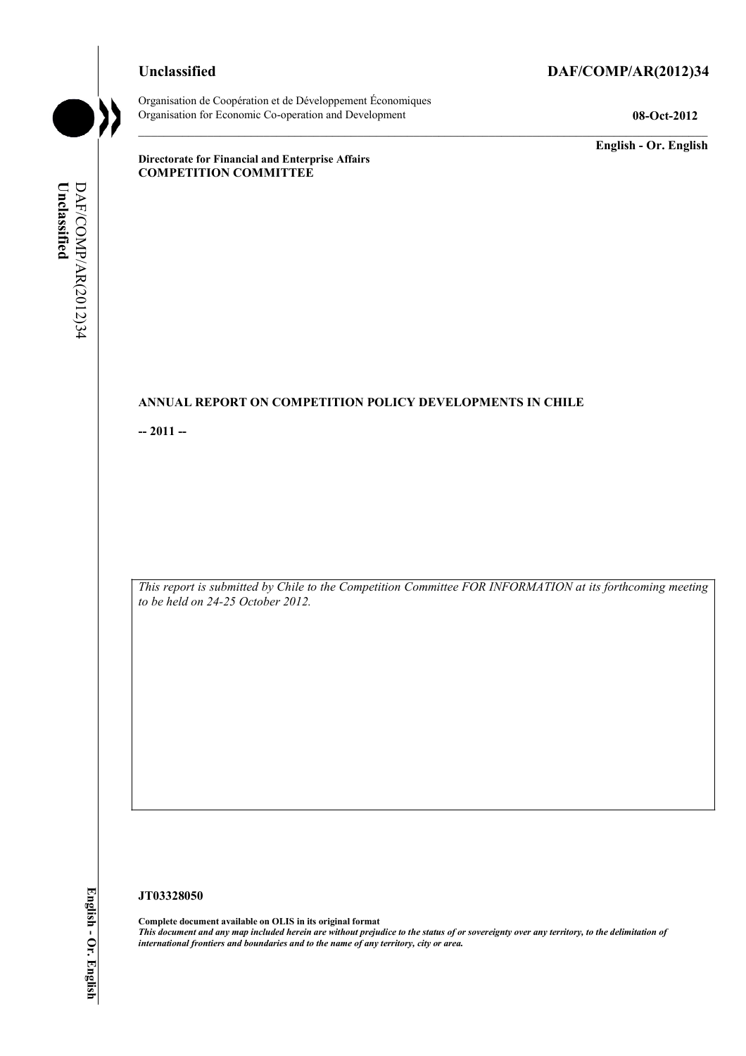**Unclassified** **DAF/COMP/AR(2012)34**

Organisation de Coopération et de Développement Économiques
Organisation for Economic Co-operation and Development **08-Oct-2012**

**English - Or. English**

**Directorate for Financial and Enterprise Affairs**
**COMPETITION COMMITTEE**

**ANNUAL REPORT ON COMPETITION POLICY DEVELOPMENTS IN CHILE**

**-- 2011 --**

*This report is submitted by Chile to the Competition Committee FOR INFORMATION at its forthcoming meeting to be held on 24-25 October 2012.*

**JT03328050**

**Complete document available on OLIS in its original format**
***This document and any map included herein are without prejudice to the status of or sovereignty over any territory, to the delimitation of international frontiers and boundaries and to the name of any territory, city or area.***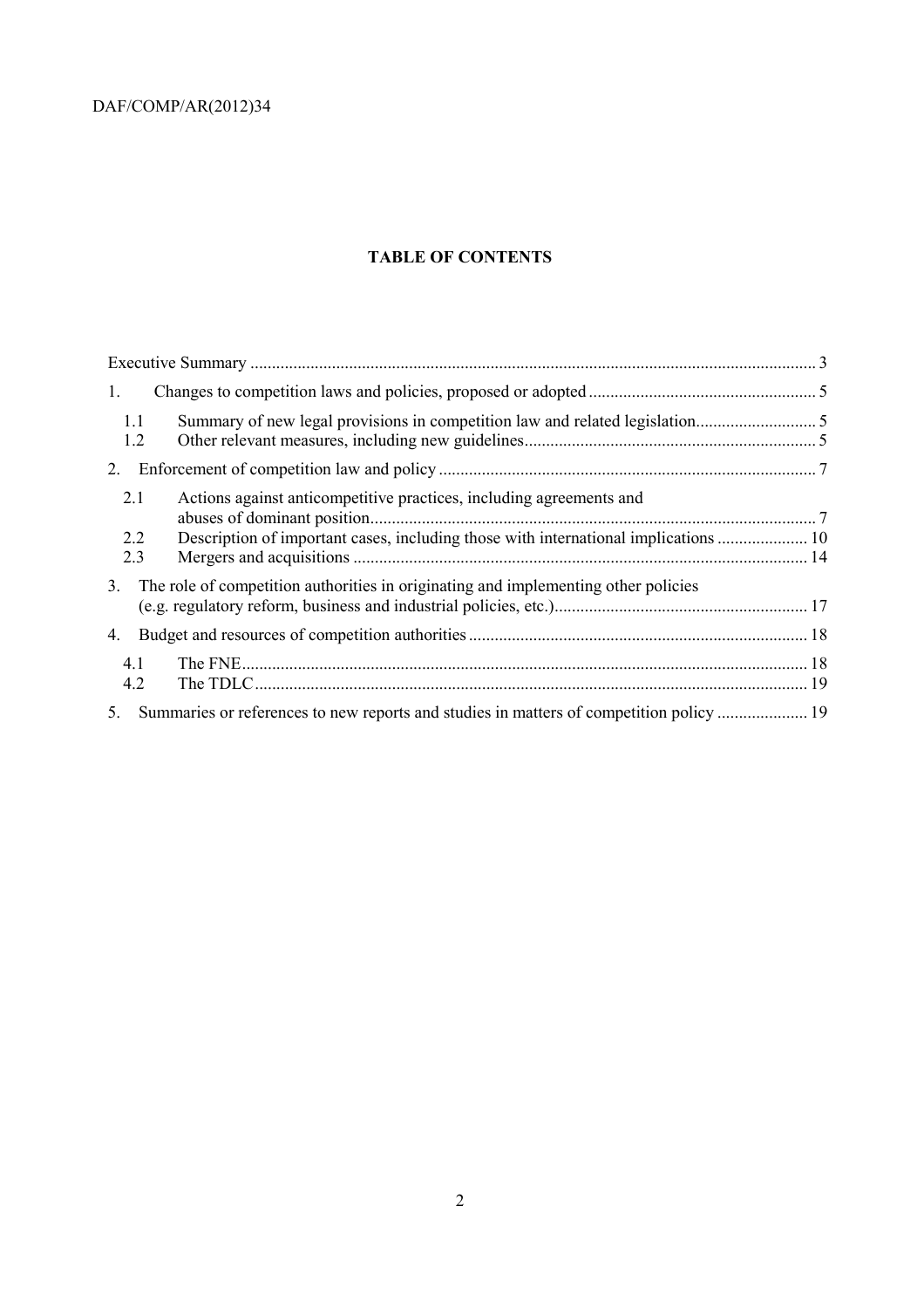## TABLE OF CONTENTS

| | |
|---|---|
| Executive Summary | 3 |
| 1. Changes to competition laws and policies, proposed or adopted | 5 |
| 1.1 Summary of new legal provisions in competition law and related legislation | 5 |
| 1.2 Other relevant measures, including new guidelines | 5 |
| 2. Enforcement of competition law and policy | 7 |
| 2.1 Actions against anticompetitive practices, including agreements and abuses of dominant position | 7 |
| 2.2 Description of important cases, including those with international implications | 10 |
| 2.3 Mergers and acquisitions | 14 |
| 3. The role of competition authorities in originating and implementing other policies (e.g. regulatory reform, business and industrial policies, etc.) | 17 |
| 4. Budget and resources of competition authorities | 18 |
| 4.1 The FNE | 18 |
| 4.2 The TDLC | 19 |
| 5. Summaries or references to new reports and studies in matters of competition policy | 19 |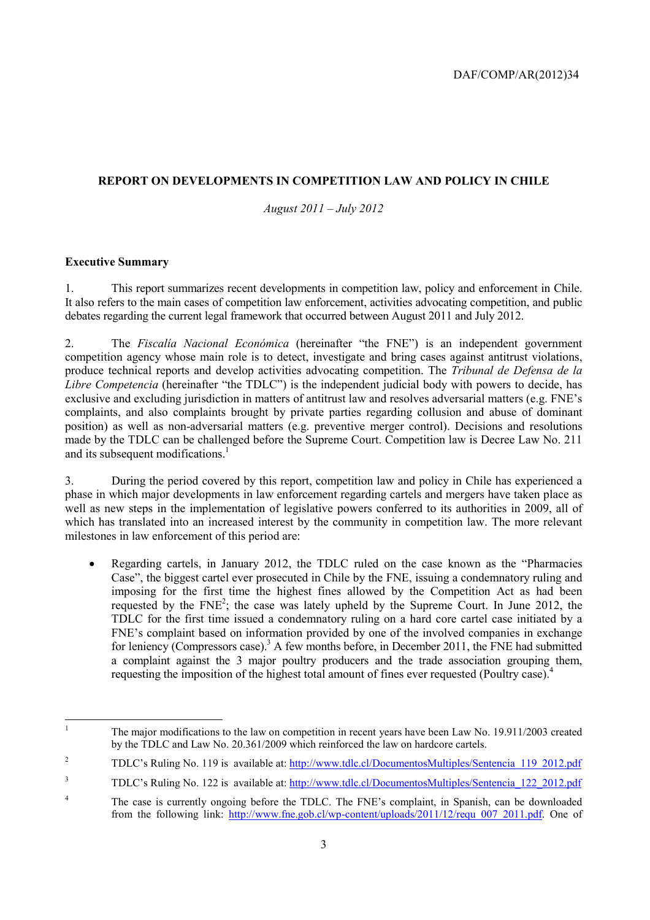## REPORT ON DEVELOPMENTS IN COMPETITION LAW AND POLICY IN CHILE

*August 2011 – July 2012*

### Executive Summary

1. This report summarizes recent developments in competition law, policy and enforcement in Chile. It also refers to the main cases of competition law enforcement, activities advocating competition, and public debates regarding the current legal framework that occurred between August 2011 and July 2012.

2. The *Fiscalía Nacional Económica* (hereinafter "the FNE") is an independent government competition agency whose main role is to detect, investigate and bring cases against antitrust violations, produce technical reports and develop activities advocating competition. The *Tribunal de Defensa de la Libre Competencia* (hereinafter "the TDLC") is the independent judicial body with powers to decide, has exclusive and excluding jurisdiction in matters of antitrust law and resolves adversarial matters (e.g. FNE's complaints, and also complaints brought by private parties regarding collusion and abuse of dominant position) as well as non-adversarial matters (e.g. preventive merger control). Decisions and resolutions made by the TDLC can be challenged before the Supreme Court. Competition law is Decree Law No. 211 and its subsequent modifications.[1]

3. During the period covered by this report, competition law and policy in Chile has experienced a phase in which major developments in law enforcement regarding cartels and mergers have taken place as well as new steps in the implementation of legislative powers conferred to its authorities in 2009, all of which has translated into an increased interest by the community in competition law. The more relevant milestones in law enforcement of this period are:

- Regarding cartels, in January 2012, the TDLC ruled on the case known as the "Pharmacies Case", the biggest cartel ever prosecuted in Chile by the FNE, issuing a condemnatory ruling and imposing for the first time the highest fines allowed by the Competition Act as had been requested by the FNE[2]; the case was lately upheld by the Supreme Court. In June 2012, the TDLC for the first time issued a condemnatory ruling on a hard core cartel case initiated by a FNE's complaint based on information provided by one of the involved companies in exchange for leniency (Compressors case).[3] A few months before, in December 2011, the FNE had submitted a complaint against the 3 major poultry producers and the trade association grouping them, requesting the imposition of the highest total amount of fines ever requested (Poultry case).[4]

---

[1] The major modifications to the law on competition in recent years have been Law No. 19.911/2003 created by the TDLC and Law No. 20.361/2009 which reinforced the law on hardcore cartels.

[2] TDLC's Ruling No. 119 is available at: http://www.tdlc.cl/DocumentosMultiples/Sentencia_119_2012.pdf

[3] TDLC's Ruling No. 122 is available at: http://www.tdlc.cl/DocumentosMultiples/Sentencia_122_2012.pdf

[4] The case is currently ongoing before the TDLC. The FNE's complaint, in Spanish, can be downloaded from the following link: http://www.fne.gob.cl/wp-content/uploads/2011/12/requ_007_2011.pdf. One of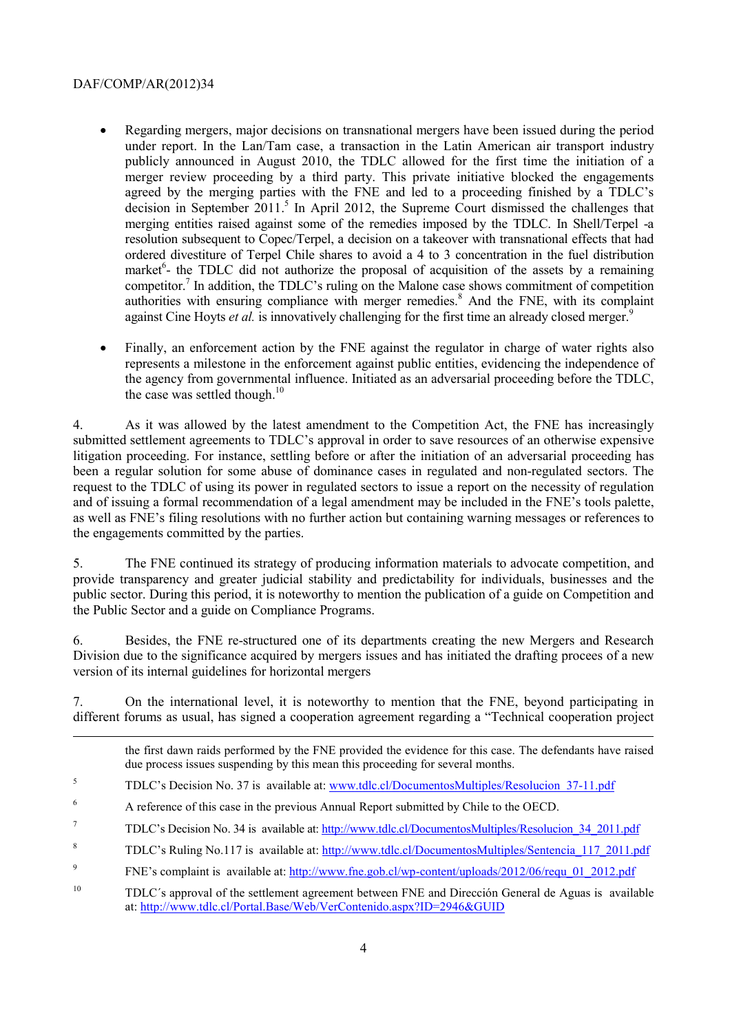- Regarding mergers, major decisions on transnational mergers have been issued during the period under report. In the Lan/Tam case, a transaction in the Latin American air transport industry publicly announced in August 2010, the TDLC allowed for the first time the initiation of a merger review proceeding by a third party. This private initiative blocked the engagements agreed by the merging parties with the FNE and led to a proceeding finished by a TDLC's decision in September 2011.[5] In April 2012, the Supreme Court dismissed the challenges that merging entities raised against some of the remedies imposed by the TDLC. In Shell/Terpel -a resolution subsequent to Copec/Terpel, a decision on a takeover with transnational effects that had ordered divestiture of Terpel Chile shares to avoid a 4 to 3 concentration in the fuel distribution market[6]- the TDLC did not authorize the proposal of acquisition of the assets by a remaining competitor.[7] In addition, the TDLC's ruling on the Malone case shows commitment of competition authorities with ensuring compliance with merger remedies.[8] And the FNE, with its complaint against Cine Hoyts *et al.* is innovatively challenging for the first time an already closed merger.[9]

- Finally, an enforcement action by the FNE against the regulator in charge of water rights also represents a milestone in the enforcement against public entities, evidencing the independence of the agency from governmental influence. Initiated as an adversarial proceeding before the TDLC, the case was settled though.[10]

4. As it was allowed by the latest amendment to the Competition Act, the FNE has increasingly submitted settlement agreements to TDLC's approval in order to save resources of an otherwise expensive litigation proceeding. For instance, settling before or after the initiation of an adversarial proceeding has been a regular solution for some abuse of dominance cases in regulated and non-regulated sectors. The request to the TDLC of using its power in regulated sectors to issue a report on the necessity of regulation and of issuing a formal recommendation of a legal amendment may be included in the FNE's tools palette, as well as FNE's filing resolutions with no further action but containing warning messages or references to the engagements committed by the parties.

5. The FNE continued its strategy of producing information materials to advocate competition, and provide transparency and greater judicial stability and predictability for individuals, businesses and the public sector. During this period, it is noteworthy to mention the publication of a guide on Competition and the Public Sector and a guide on Compliance Programs.

6. Besides, the FNE re-structured one of its departments creating the new Mergers and Research Division due to the significance acquired by mergers issues and has initiated the drafting procees of a new version of its internal guidelines for horizontal mergers

7. On the international level, it is noteworthy to mention that the FNE, beyond participating in different forums as usual, has signed a cooperation agreement regarding a "Technical cooperation project

---

the first dawn raids performed by the FNE provided the evidence for this case. The defendants have raised due process issues suspending by this mean this proceeding for several months.

[5] TDLC's Decision No. 37 is available at: www.tdlc.cl/DocumentosMultiples/Resolucion_37-11.pdf

[6] A reference of this case in the previous Annual Report submitted by Chile to the OECD.

[7] TDLC's Decision No. 34 is available at: http://www.tdlc.cl/DocumentosMultiples/Resolucion_34_2011.pdf

[8] TDLC's Ruling No.117 is available at: http://www.tdlc.cl/DocumentosMultiples/Sentencia_117_2011.pdf

[9] FNE's complaint is available at: http://www.fne.gob.cl/wp-content/uploads/2012/06/requ_01_2012.pdf

[10] TDLC´s approval of the settlement agreement between FNE and Dirección General de Aguas is available at: http://www.tdlc.cl/Portal.Base/Web/VerContenido.aspx?ID=2946&GUID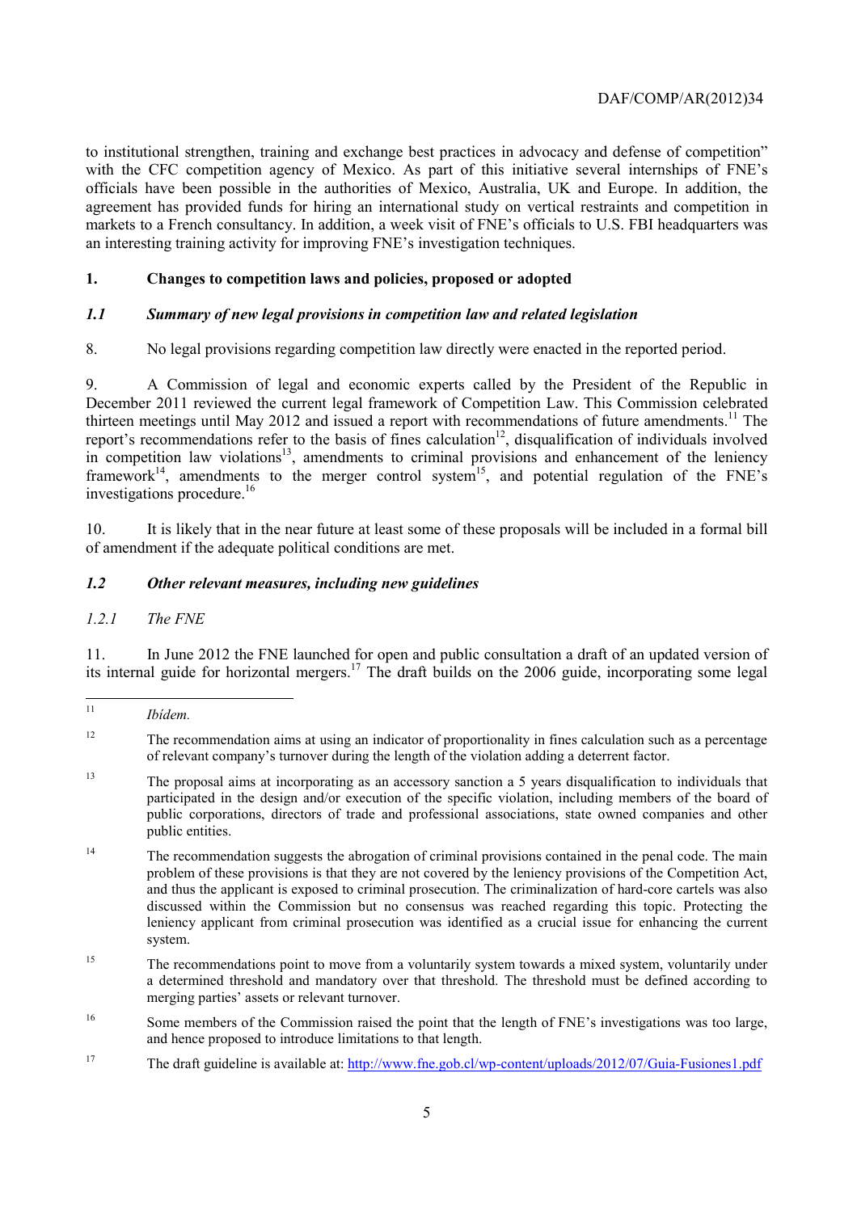to institutional strengthen, training and exchange best practices in advocacy and defense of competition" with the CFC competition agency of Mexico. As part of this initiative several internships of FNE's officials have been possible in the authorities of Mexico, Australia, UK and Europe. In addition, the agreement has provided funds for hiring an international study on vertical restraints and competition in markets to a French consultancy. In addition, a week visit of FNE's officials to U.S. FBI headquarters was an interesting training activity for improving FNE's investigation techniques.

## 1. Changes to competition laws and policies, proposed or adopted

### *1.1 Summary of new legal provisions in competition law and related legislation*

8. No legal provisions regarding competition law directly were enacted in the reported period.

9. A Commission of legal and economic experts called by the President of the Republic in December 2011 reviewed the current legal framework of Competition Law. This Commission celebrated thirteen meetings until May 2012 and issued a report with recommendations of future amendments.[11] The report's recommendations refer to the basis of fines calculation[12], disqualification of individuals involved in competition law violations[13], amendments to criminal provisions and enhancement of the leniency framework[14], amendments to the merger control system[15], and potential regulation of the FNE's investigations procedure.[16]

10. It is likely that in the near future at least some of these proposals will be included in a formal bill of amendment if the adequate political conditions are met.

### *1.2 Other relevant measures, including new guidelines*

#### *1.2.1 The FNE*

11. In June 2012 the FNE launched for open and public consultation a draft of an updated version of its internal guide for horizontal mergers.[17] The draft builds on the 2006 guide, incorporating some legal

---

[11] *Ibídem.*

[12] The recommendation aims at using an indicator of proportionality in fines calculation such as a percentage of relevant company's turnover during the length of the violation adding a deterrent factor.

[13] The proposal aims at incorporating as an accessory sanction a 5 years disqualification to individuals that participated in the design and/or execution of the specific violation, including members of the board of public corporations, directors of trade and professional associations, state owned companies and other public entities.

[14] The recommendation suggests the abrogation of criminal provisions contained in the penal code. The main problem of these provisions is that they are not covered by the leniency provisions of the Competition Act, and thus the applicant is exposed to criminal prosecution. The criminalization of hard-core cartels was also discussed within the Commission but no consensus was reached regarding this topic. Protecting the leniency applicant from criminal prosecution was identified as a crucial issue for enhancing the current system.

[15] The recommendations point to move from a voluntarily system towards a mixed system, voluntarily under a determined threshold and mandatory over that threshold. The threshold must be defined according to merging parties' assets or relevant turnover.

[16] Some members of the Commission raised the point that the length of FNE's investigations was too large, and hence proposed to introduce limitations to that length.

[17] The draft guideline is available at: http://www.fne.gob.cl/wp-content/uploads/2012/07/Guia-Fusiones1.pdf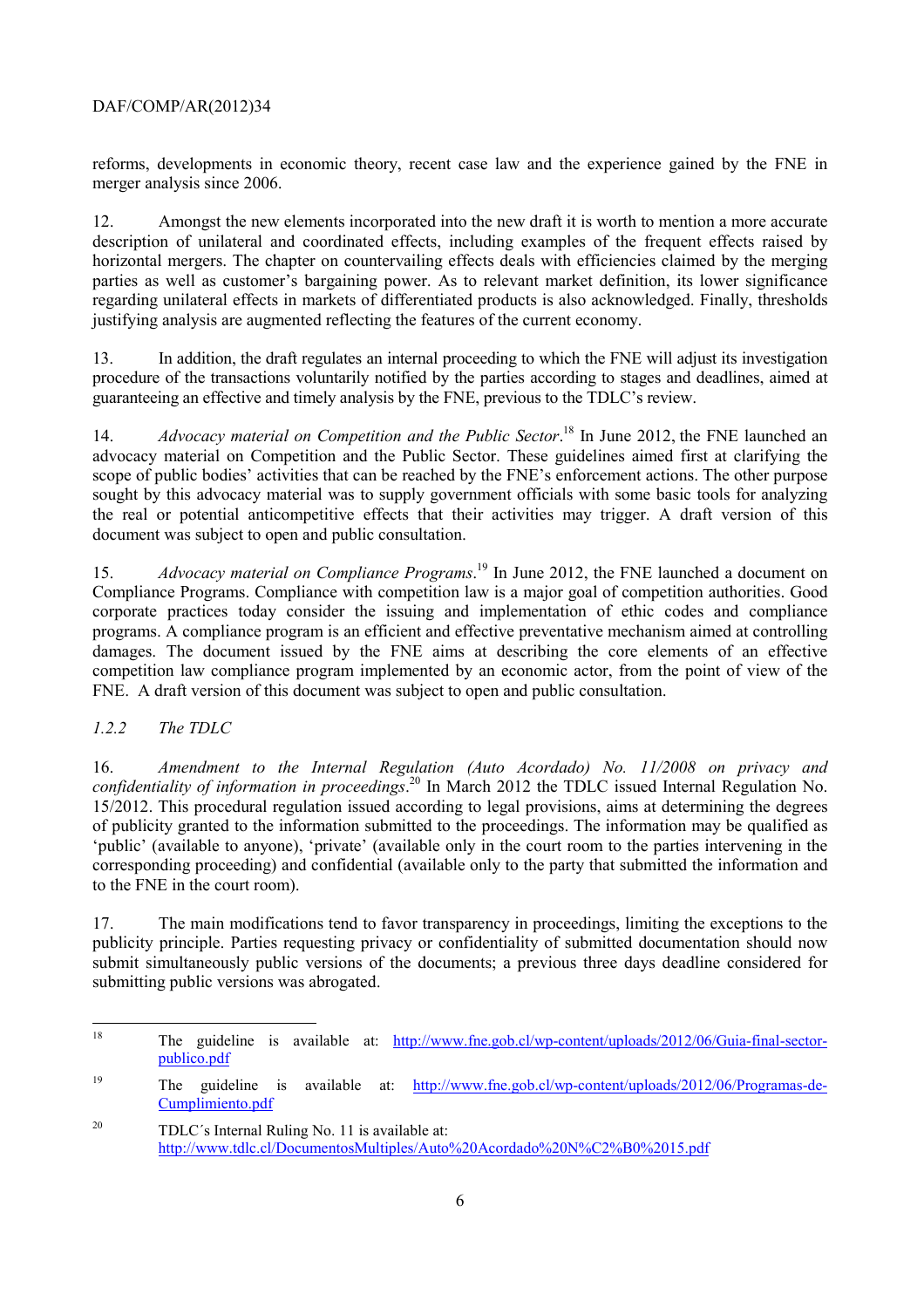reforms, developments in economic theory, recent case law and the experience gained by the FNE in merger analysis since 2006.

12. Amongst the new elements incorporated into the new draft it is worth to mention a more accurate description of unilateral and coordinated effects, including examples of the frequent effects raised by horizontal mergers. The chapter on countervailing effects deals with efficiencies claimed by the merging parties as well as customer's bargaining power. As to relevant market definition, its lower significance regarding unilateral effects in markets of differentiated products is also acknowledged. Finally, thresholds justifying analysis are augmented reflecting the features of the current economy.

13. In addition, the draft regulates an internal proceeding to which the FNE will adjust its investigation procedure of the transactions voluntarily notified by the parties according to stages and deadlines, aimed at guaranteeing an effective and timely analysis by the FNE, previous to the TDLC's review.

14. *Advocacy material on Competition and the Public Sector*.[18] In June 2012, the FNE launched an advocacy material on Competition and the Public Sector. These guidelines aimed first at clarifying the scope of public bodies' activities that can be reached by the FNE's enforcement actions. The other purpose sought by this advocacy material was to supply government officials with some basic tools for analyzing the real or potential anticompetitive effects that their activities may trigger. A draft version of this document was subject to open and public consultation.

15. *Advocacy material on Compliance Programs*.[19] In June 2012, the FNE launched a document on Compliance Programs. Compliance with competition law is a major goal of competition authorities. Good corporate practices today consider the issuing and implementation of ethic codes and compliance programs. A compliance program is an efficient and effective preventative mechanism aimed at controlling damages. The document issued by the FNE aims at describing the core elements of an effective competition law compliance program implemented by an economic actor, from the point of view of the FNE. A draft version of this document was subject to open and public consultation.

### *1.2.2 The TDLC*

16. *Amendment to the Internal Regulation (Auto Acordado) No. 11/2008 on privacy and confidentiality of information in proceedings*.[20] In March 2012 the TDLC issued Internal Regulation No. 15/2012. This procedural regulation issued according to legal provisions, aims at determining the degrees of publicity granted to the information submitted to the proceedings. The information may be qualified as 'public' (available to anyone), 'private' (available only in the court room to the parties intervening in the corresponding proceeding) and confidential (available only to the party that submitted the information and to the FNE in the court room).

17. The main modifications tend to favor transparency in proceedings, limiting the exceptions to the publicity principle. Parties requesting privacy or confidentiality of submitted documentation should now submit simultaneously public versions of the documents; a previous three days deadline considered for submitting public versions was abrogated.

---

[18] The guideline is available at: http://www.fne.gob.cl/wp-content/uploads/2012/06/Guia-final-sector-publico.pdf

[19] The guideline is available at: http://www.fne.gob.cl/wp-content/uploads/2012/06/Programas-de-Cumplimiento.pdf

[20] TDLC´s Internal Ruling No. 11 is available at: http://www.tdlc.cl/DocumentosMultiples/Auto%20Acordado%20N%C2%B0%2015.pdf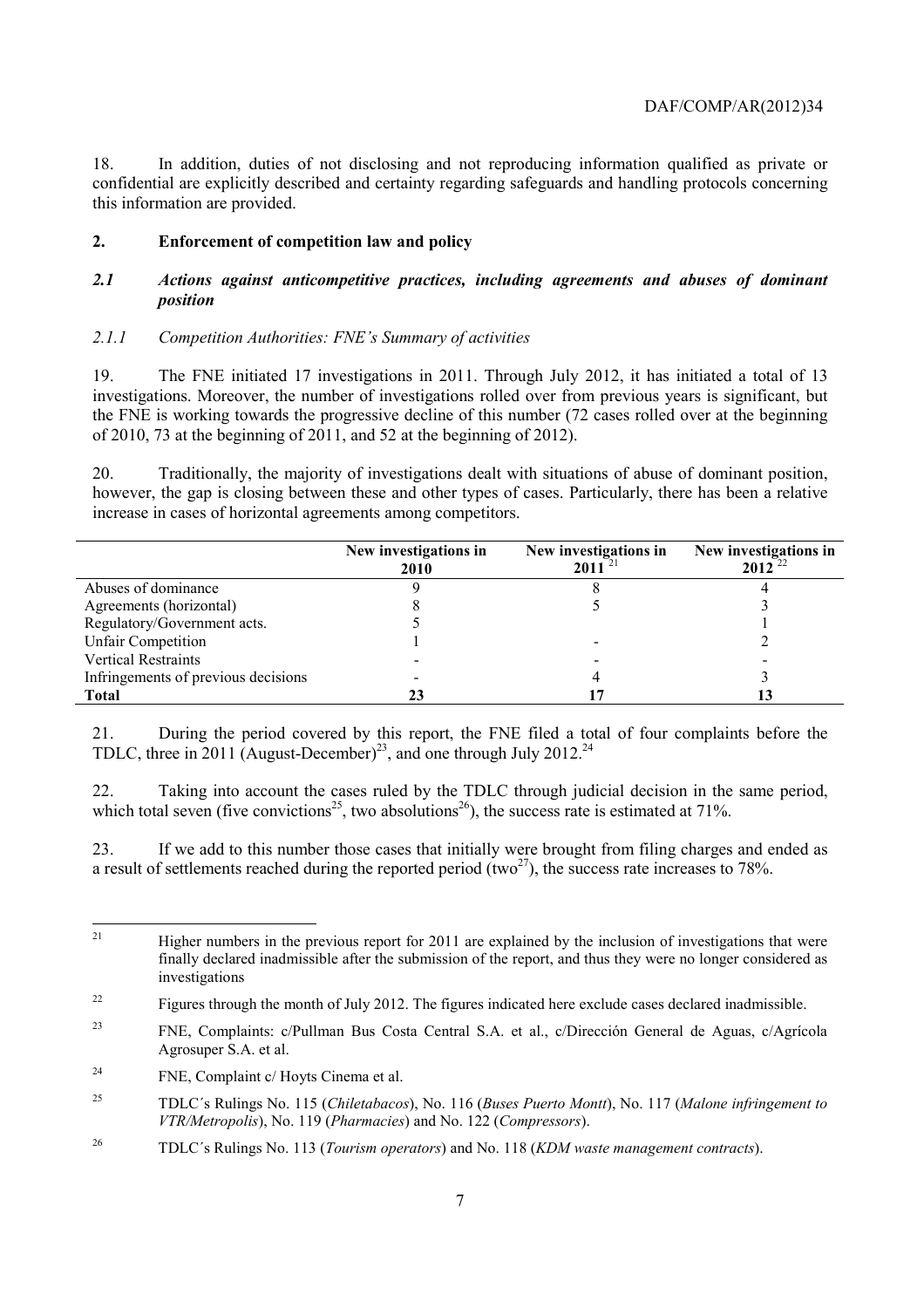18. In addition, duties of not disclosing and not reproducing information qualified as private or confidential are explicitly described and certainty regarding safeguards and handling protocols concerning this information are provided.

## 2. Enforcement of competition law and policy

### *2.1 Actions against anticompetitive practices, including agreements and abuses of dominant position*

#### *2.1.1 Competition Authorities: FNE's Summary of activities*

19. The FNE initiated 17 investigations in 2011. Through July 2012, it has initiated a total of 13 investigations. Moreover, the number of investigations rolled over from previous years is significant, but the FNE is working towards the progressive decline of this number (72 cases rolled over at the beginning of 2010, 73 at the beginning of 2011, and 52 at the beginning of 2012).

20. Traditionally, the majority of investigations dealt with situations of abuse of dominant position, however, the gap is closing between these and other types of cases. Particularly, there has been a relative increase in cases of horizontal agreements among competitors.

| | New investigations in 2010 | New investigations in 2011 [21] | New investigations in 2012 [22] |
|---|---|---|---|
| Abuses of dominance | 9 | 8 | 4 |
| Agreements (horizontal) | 8 | 5 | 3 |
| Regulatory/Government acts. | 5 | | 1 |
| Unfair Competition | 1 | - | 2 |
| Vertical Restraints | - | - | - |
| Infringements of previous decisions | - | 4 | 3 |
| **Total** | **23** | **17** | **13** |

21. During the period covered by this report, the FNE filed a total of four complaints before the TDLC, three in 2011 (August-December)[23], and one through July 2012.[24]

22. Taking into account the cases ruled by the TDLC through judicial decision in the same period, which total seven (five convictions[25], two absolutions[26]), the success rate is estimated at 71%.

23. If we add to this number those cases that initially were brought from filing charges and ended as a result of settlements reached during the reported period (two[27]), the success rate increases to 78%.

---

[21] Higher numbers in the previous report for 2011 are explained by the inclusion of investigations that were finally declared inadmissible after the submission of the report, and thus they were no longer considered as investigations

[22] Figures through the month of July 2012. The figures indicated here exclude cases declared inadmissible.

[23] FNE, Complaints: c/Pullman Bus Costa Central S.A. et al., c/Dirección General de Aguas, c/Agrícola Agrosuper S.A. et al.

[24] FNE, Complaint c/ Hoyts Cinema et al.

[25] TDLC´s Rulings No. 115 (*Chiletabacos*), No. 116 (*Buses Puerto Montt*), No. 117 (*Malone infringement to VTR/Metropolis*), No. 119 (*Pharmacies*) and No. 122 (*Compressors*).

[26] TDLC´s Rulings No. 113 (*Tourism operators*) and No. 118 (*KDM waste management contracts*).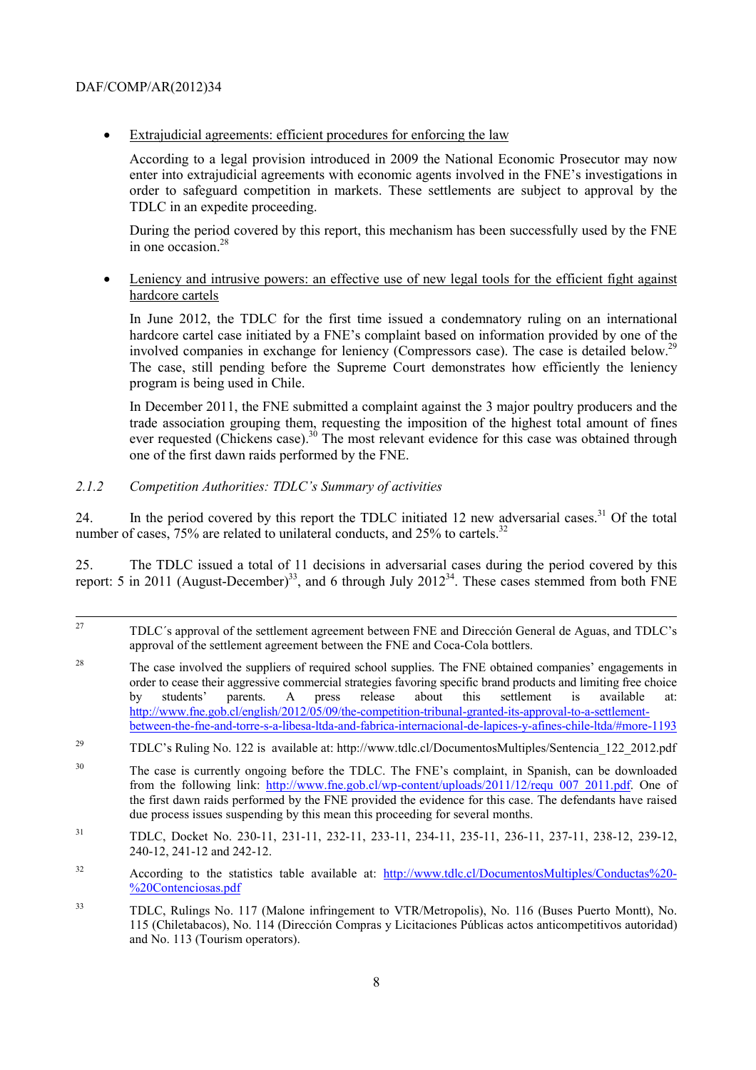- <u>Extrajudicial agreements: efficient procedures for enforcing the law</u>

  According to a legal provision introduced in 2009 the National Economic Prosecutor may now enter into extrajudicial agreements with economic agents involved in the FNE's investigations in order to safeguard competition in markets. These settlements are subject to approval by the TDLC in an expedite proceeding.

  During the period covered by this report, this mechanism has been successfully used by the FNE in one occasion.[28]

- <u>Leniency and intrusive powers: an effective use of new legal tools for the efficient fight against hardcore cartels</u>

  In June 2012, the TDLC for the first time issued a condemnatory ruling on an international hardcore cartel case initiated by a FNE's complaint based on information provided by one of the involved companies in exchange for leniency (Compressors case). The case is detailed below.[29] The case, still pending before the Supreme Court demonstrates how efficiently the leniency program is being used in Chile.

  In December 2011, the FNE submitted a complaint against the 3 major poultry producers and the trade association grouping them, requesting the imposition of the highest total amount of fines ever requested (Chickens case).[30] The most relevant evidence for this case was obtained through one of the first dawn raids performed by the FNE.

### *2.1.2 Competition Authorities: TDLC's Summary of activities*

24. In the period covered by this report the TDLC initiated 12 new adversarial cases.[31] Of the total number of cases, 75% are related to unilateral conducts, and 25% to cartels.[32]

25. The TDLC issued a total of 11 decisions in adversarial cases during the period covered by this report: 5 in 2011 (August-December)[33], and 6 through July 2012[34]. These cases stemmed from both FNE

---

[27] TDLC´s approval of the settlement agreement between FNE and Dirección General de Aguas, and TDLC's approval of the settlement agreement between the FNE and Coca-Cola bottlers.

[28] The case involved the suppliers of required school supplies. The FNE obtained companies' engagements in order to cease their aggressive commercial strategies favoring specific brand products and limiting free choice by students' parents. A press release about this settlement is available at: http://www.fne.gob.cl/english/2012/05/09/the-competition-tribunal-granted-its-approval-to-a-settlement-between-the-fne-and-torre-s-a-libesa-ltda-and-fabrica-internacional-de-lapices-y-afines-chile-ltda/#more-1193

[29] TDLC's Ruling No. 122 is available at: http://www.tdlc.cl/DocumentosMultiples/Sentencia_122_2012.pdf

[30] The case is currently ongoing before the TDLC. The FNE's complaint, in Spanish, can be downloaded from the following link: http://www.fne.gob.cl/wp-content/uploads/2011/12/requ_007_2011.pdf. One of the first dawn raids performed by the FNE provided the evidence for this case. The defendants have raised due process issues suspending by this mean this proceeding for several months.

[31] TDLC, Docket No. 230-11, 231-11, 232-11, 233-11, 234-11, 235-11, 236-11, 237-11, 238-12, 239-12, 240-12, 241-12 and 242-12.

[32] According to the statistics table available at: http://www.tdlc.cl/DocumentosMultiples/Conductas%20-%20Contenciosas.pdf

[33] TDLC, Rulings No. 117 (Malone infringement to VTR/Metropolis), No. 116 (Buses Puerto Montt), No. 115 (Chiletabacos), No. 114 (Dirección Compras y Licitaciones Públicas actos anticompetitivos autoridad) and No. 113 (Tourism operators).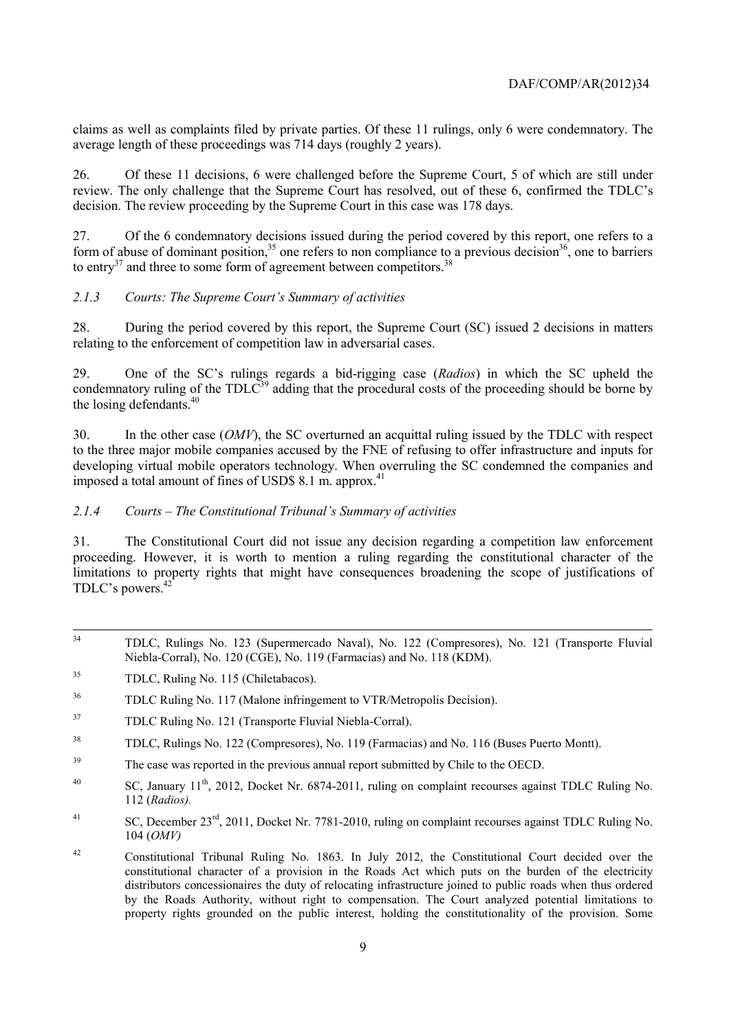claims as well as complaints filed by private parties. Of these 11 rulings, only 6 were condemnatory. The average length of these proceedings was 714 days (roughly 2 years).

26. Of these 11 decisions, 6 were challenged before the Supreme Court, 5 of which are still under review. The only challenge that the Supreme Court has resolved, out of these 6, confirmed the TDLC's decision. The review proceeding by the Supreme Court in this case was 178 days.

27. Of the 6 condemnatory decisions issued during the period covered by this report, one refers to a form of abuse of dominant position,[35] one refers to non compliance to a previous decision[36], one to barriers to entry[37] and three to some form of agreement between competitors.[38]

### *2.1.3 Courts: The Supreme Court's Summary of activities*

28. During the period covered by this report, the Supreme Court (SC) issued 2 decisions in matters relating to the enforcement of competition law in adversarial cases.

29. One of the SC's rulings regards a bid-rigging case (*Radios*) in which the SC upheld the condemnatory ruling of the TDLC[39] adding that the procedural costs of the proceeding should be borne by the losing defendants.[40]

30. In the other case (*OMV*), the SC overturned an acquittal ruling issued by the TDLC with respect to the three major mobile companies accused by the FNE of refusing to offer infrastructure and inputs for developing virtual mobile operators technology. When overruling the SC condemned the companies and imposed a total amount of fines of USD$ 8.1 m. approx.[41]

### *2.1.4 Courts – The Constitutional Tribunal's Summary of activities*

31. The Constitutional Court did not issue any decision regarding a competition law enforcement proceeding. However, it is worth to mention a ruling regarding the constitutional character of the limitations to property rights that might have consequences broadening the scope of justifications of TDLC's powers.[42]

---

[34] TDLC, Rulings No. 123 (Supermercado Naval), No. 122 (Compresores), No. 121 (Transporte Fluvial Niebla-Corral), No. 120 (CGE), No. 119 (Farmacias) and No. 118 (KDM).

[35] TDLC, Ruling No. 115 (Chiletabacos).

[36] TDLC Ruling No. 117 (Malone infringement to VTR/Metropolis Decision).

[37] TDLC Ruling No. 121 (Transporte Fluvial Niebla-Corral).

[38] TDLC, Rulings No. 122 (Compresores), No. 119 (Farmacias) and No. 116 (Buses Puerto Montt).

[39] The case was reported in the previous annual report submitted by Chile to the OECD.

[40] SC, January 11th, 2012, Docket Nr. 6874-2011, ruling on complaint recourses against TDLC Ruling No. 112 (*Radios).*

[41] SC, December 23rd, 2011, Docket Nr. 7781-2010, ruling on complaint recourses against TDLC Ruling No. 104 (*OMV)*

[42] Constitutional Tribunal Ruling No. 1863. In July 2012, the Constitutional Court decided over the constitutional character of a provision in the Roads Act which puts on the burden of the electricity distributors concessionaires the duty of relocating infrastructure joined to public roads when thus ordered by the Roads Authority, without right to compensation. The Court analyzed potential limitations to property rights grounded on the public interest, holding the constitutionality of the provision. Some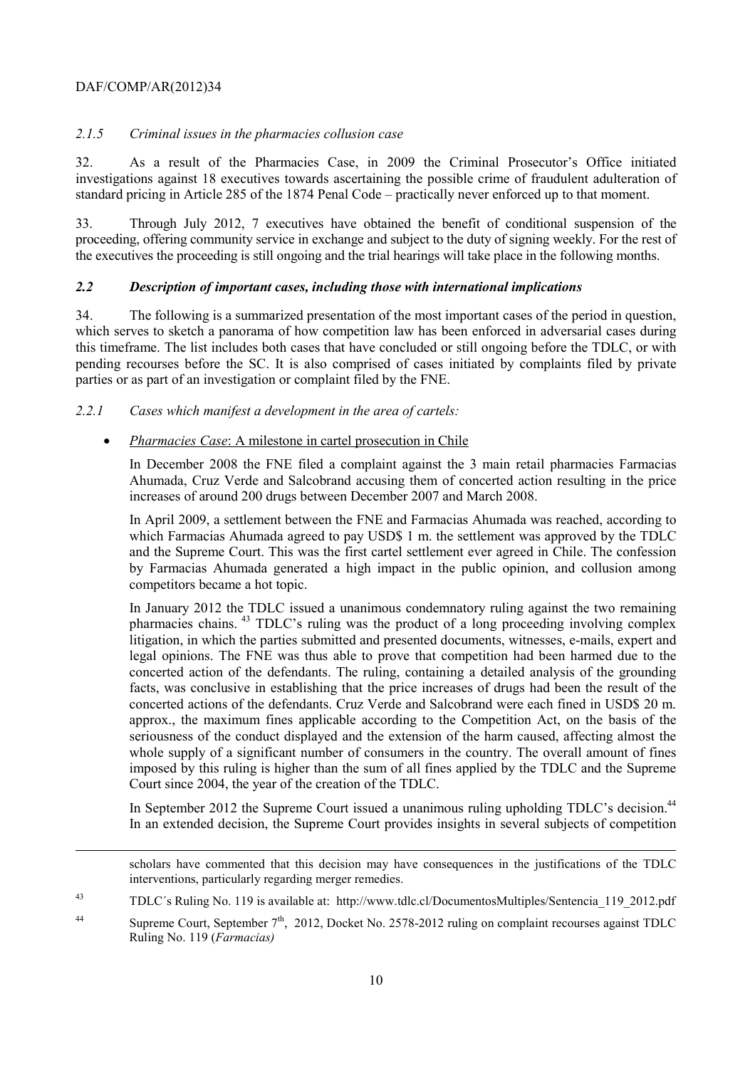### *2.1.5 Criminal issues in the pharmacies collusion case*

32. As a result of the Pharmacies Case, in 2009 the Criminal Prosecutor's Office initiated investigations against 18 executives towards ascertaining the possible crime of fraudulent adulteration of standard pricing in Article 285 of the 1874 Penal Code – practically never enforced up to that moment.

33. Through July 2012, 7 executives have obtained the benefit of conditional suspension of the proceeding, offering community service in exchange and subject to the duty of signing weekly. For the rest of the executives the proceeding is still ongoing and the trial hearings will take place in the following months.

## *2.2 Description of important cases, including those with international implications*

34. The following is a summarized presentation of the most important cases of the period in question, which serves to sketch a panorama of how competition law has been enforced in adversarial cases during this timeframe. The list includes both cases that have concluded or still ongoing before the TDLC, or with pending recourses before the SC. It is also comprised of cases initiated by complaints filed by private parties or as part of an investigation or complaint filed by the FNE.

### *2.2.1 Cases which manifest a development in the area of cartels:*

- *Pharmacies Case*: A milestone in cartel prosecution in Chile

  In December 2008 the FNE filed a complaint against the 3 main retail pharmacies Farmacias Ahumada, Cruz Verde and Salcobrand accusing them of concerted action resulting in the price increases of around 200 drugs between December 2007 and March 2008.

  In April 2009, a settlement between the FNE and Farmacias Ahumada was reached, according to which Farmacias Ahumada agreed to pay USD$ 1 m. the settlement was approved by the TDLC and the Supreme Court. This was the first cartel settlement ever agreed in Chile. The confession by Farmacias Ahumada generated a high impact in the public opinion, and collusion among competitors became a hot topic.

  In January 2012 the TDLC issued a unanimous condemnatory ruling against the two remaining pharmacies chains.[43] TDLC's ruling was the product of a long proceeding involving complex litigation, in which the parties submitted and presented documents, witnesses, e-mails, expert and legal opinions. The FNE was thus able to prove that competition had been harmed due to the concerted action of the defendants. The ruling, containing a detailed analysis of the grounding facts, was conclusive in establishing that the price increases of drugs had been the result of the concerted actions of the defendants. Cruz Verde and Salcobrand were each fined in USD$ 20 m. approx., the maximum fines applicable according to the Competition Act, on the basis of the seriousness of the conduct displayed and the extension of the harm caused, affecting almost the whole supply of a significant number of consumers in the country. The overall amount of fines imposed by this ruling is higher than the sum of all fines applied by the TDLC and the Supreme Court since 2004, the year of the creation of the TDLC.

  In September 2012 the Supreme Court issued a unanimous ruling upholding TDLC's decision.[44] In an extended decision, the Supreme Court provides insights in several subjects of competition

---

scholars have commented that this decision may have consequences in the justifications of the TDLC interventions, particularly regarding merger remedies.

[43] TDLC´s Ruling No. 119 is available at: http://www.tdlc.cl/DocumentosMultiples/Sentencia_119_2012.pdf

[44] Supreme Court, September 7th, 2012, Docket No. 2578-2012 ruling on complaint recourses against TDLC Ruling No. 119 (*Farmacias)*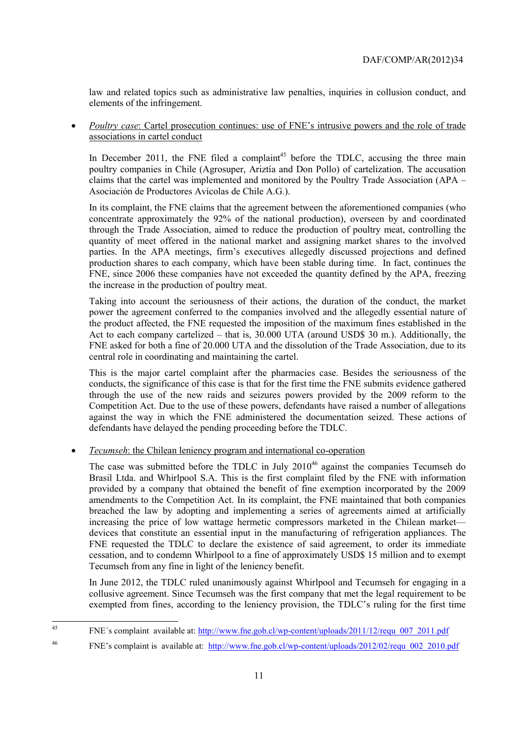law and related topics such as administrative law penalties, inquiries in collusion conduct, and elements of the infringement.

- *Poultry case*: Cartel prosecution continues: use of FNE's intrusive powers and the role of trade associations in cartel conduct

  In December 2011, the FNE filed a complaint[45] before the TDLC, accusing the three main poultry companies in Chile (Agrosuper, Ariztía and Don Pollo) of cartelization. The accusation claims that the cartel was implemented and monitored by the Poultry Trade Association (APA – Asociación de Productores Avícolas de Chile A.G.).

  In its complaint, the FNE claims that the agreement between the aforementioned companies (who concentrate approximately the 92% of the national production), overseen by and coordinated through the Trade Association, aimed to reduce the production of poultry meat, controlling the quantity of meet offered in the national market and assigning market shares to the involved parties. In the APA meetings, firm's executives allegedly discussed projections and defined production shares to each company, which have been stable during time. In fact, continues the FNE, since 2006 these companies have not exceeded the quantity defined by the APA, freezing the increase in the production of poultry meat.

  Taking into account the seriousness of their actions, the duration of the conduct, the market power the agreement conferred to the companies involved and the allegedly essential nature of the product affected, the FNE requested the imposition of the maximum fines established in the Act to each company cartelized – that is, 30.000 UTA (around USD$ 30 m.). Additionally, the FNE asked for both a fine of 20.000 UTA and the dissolution of the Trade Association, due to its central role in coordinating and maintaining the cartel.

  This is the major cartel complaint after the pharmacies case. Besides the seriousness of the conducts, the significance of this case is that for the first time the FNE submits evidence gathered through the use of the new raids and seizures powers provided by the 2009 reform to the Competition Act. Due to the use of these powers, defendants have raised a number of allegations against the way in which the FNE administered the documentation seized. These actions of defendants have delayed the pending proceeding before the TDLC.

- *Tecumseh*: the Chilean leniency program and international co-operation

  The case was submitted before the TDLC in July 2010[46] against the companies Tecumseh do Brasil Ltda. and Whirlpool S.A. This is the first complaint filed by the FNE with information provided by a company that obtained the benefit of fine exemption incorporated by the 2009 amendments to the Competition Act. In its complaint, the FNE maintained that both companies breached the law by adopting and implementing a series of agreements aimed at artificially increasing the price of low wattage hermetic compressors marketed in the Chilean market—devices that constitute an essential input in the manufacturing of refrigeration appliances. The FNE requested the TDLC to declare the existence of said agreement, to order its immediate cessation, and to condemn Whirlpool to a fine of approximately USD$ 15 million and to exempt Tecumseh from any fine in light of the leniency benefit.

  In June 2012, the TDLC ruled unanimously against Whirlpool and Tecumseh for engaging in a collusive agreement. Since Tecumseh was the first company that met the legal requirement to be exempted from fines, according to the leniency provision, the TDLC's ruling for the first time

---

[45] FNE´s complaint available at: http://www.fne.gob.cl/wp-content/uploads/2011/12/requ_007_2011.pdf

[46] FNE's complaint is available at: http://www.fne.gob.cl/wp-content/uploads/2012/02/requ_002_2010.pdf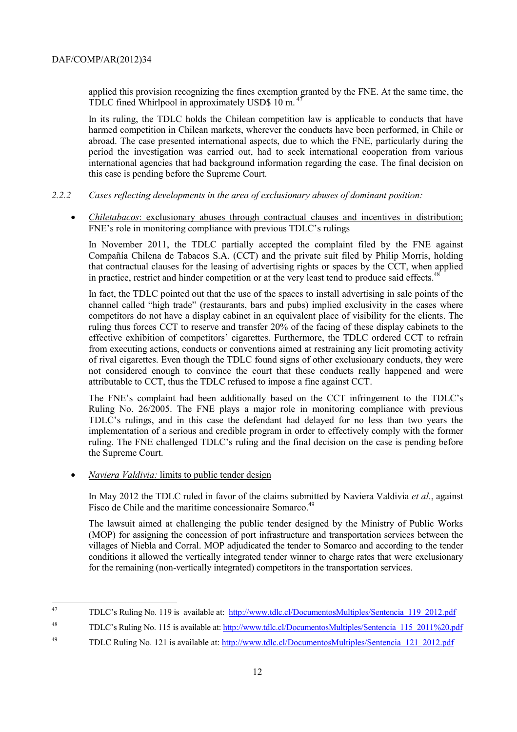applied this provision recognizing the fines exemption granted by the FNE. At the same time, the TDLC fined Whirlpool in approximately USD$ 10 m.[47]

In its ruling, the TDLC holds the Chilean competition law is applicable to conducts that have harmed competition in Chilean markets, wherever the conducts have been performed, in Chile or abroad. The case presented international aspects, due to which the FNE, particularly during the period the investigation was carried out, had to seek international cooperation from various international agencies that had background information regarding the case. The final decision on this case is pending before the Supreme Court.

### 2.2.2 *Cases reflecting developments in the area of exclusionary abuses of dominant position:*

- *Chiletabacos*: exclusionary abuses through contractual clauses and incentives in distribution; FNE's role in monitoring compliance with previous TDLC's rulings

  In November 2011, the TDLC partially accepted the complaint filed by the FNE against Compañía Chilena de Tabacos S.A. (CCT) and the private suit filed by Philip Morris, holding that contractual clauses for the leasing of advertising rights or spaces by the CCT, when applied in practice, restrict and hinder competition or at the very least tend to produce said effects.[48]

  In fact, the TDLC pointed out that the use of the spaces to install advertising in sale points of the channel called "high trade" (restaurants, bars and pubs) implied exclusivity in the cases where competitors do not have a display cabinet in an equivalent place of visibility for the clients. The ruling thus forces CCT to reserve and transfer 20% of the facing of these display cabinets to the effective exhibition of competitors' cigarettes. Furthermore, the TDLC ordered CCT to refrain from executing actions, conducts or conventions aimed at restraining any licit promoting activity of rival cigarettes. Even though the TDLC found signs of other exclusionary conducts, they were not considered enough to convince the court that these conducts really happened and were attributable to CCT, thus the TDLC refused to impose a fine against CCT.

  The FNE's complaint had been additionally based on the CCT infringement to the TDLC's Ruling No. 26/2005. The FNE plays a major role in monitoring compliance with previous TDLC's rulings, and in this case the defendant had delayed for no less than two years the implementation of a serious and credible program in order to effectively comply with the former ruling. The FNE challenged TDLC's ruling and the final decision on the case is pending before the Supreme Court.

- *Naviera Valdivia:* limits to public tender design

  In May 2012 the TDLC ruled in favor of the claims submitted by Naviera Valdivia *et al.*, against Fisco de Chile and the maritime concessionaire Somarco.[49]

  The lawsuit aimed at challenging the public tender designed by the Ministry of Public Works (MOP) for assigning the concession of port infrastructure and transportation services between the villages of Niebla and Corral. MOP adjudicated the tender to Somarco and according to the tender conditions it allowed the vertically integrated tender winner to charge rates that were exclusionary for the remaining (non-vertically integrated) competitors in the transportation services.

---

[47] TDLC's Ruling No. 119 is available at: http://www.tdlc.cl/DocumentosMultiples/Sentencia_119_2012.pdf

[48] TDLC's Ruling No. 115 is available at: http://www.tdlc.cl/DocumentosMultiples/Sentencia_115_2011%20.pdf

[49] TDLC Ruling No. 121 is available at: http://www.tdlc.cl/DocumentosMultiples/Sentencia_121_2012.pdf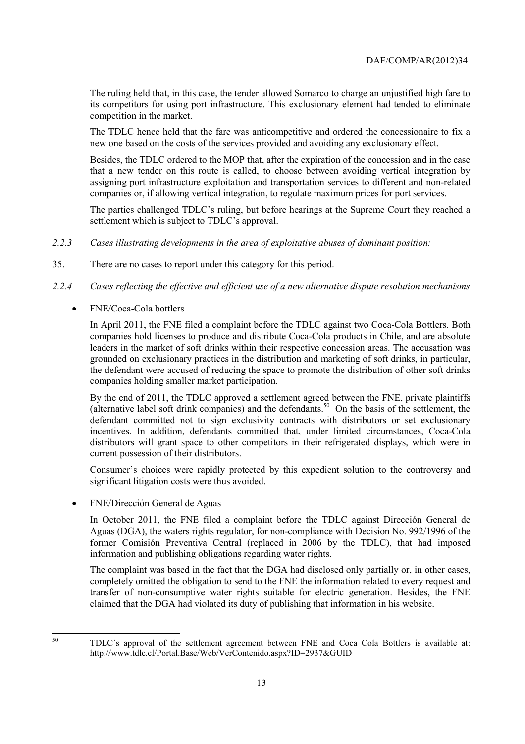The ruling held that, in this case, the tender allowed Somarco to charge an unjustified high fare to its competitors for using port infrastructure. This exclusionary element had tended to eliminate competition in the market.

The TDLC hence held that the fare was anticompetitive and ordered the concessionaire to fix a new one based on the costs of the services provided and avoiding any exclusionary effect.

Besides, the TDLC ordered to the MOP that, after the expiration of the concession and in the case that a new tender on this route is called, to choose between avoiding vertical integration by assigning port infrastructure exploitation and transportation services to different and non-related companies or, if allowing vertical integration, to regulate maximum prices for port services.

The parties challenged TDLC's ruling, but before hearings at the Supreme Court they reached a settlement which is subject to TDLC's approval.

*2.2.3 Cases illustrating developments in the area of exploitative abuses of dominant position:*

35. There are no cases to report under this category for this period.

*2.2.4 Cases reflecting the effective and efficient use of a new alternative dispute resolution mechanisms*

- FNE/Coca-Cola bottlers

  In April 2011, the FNE filed a complaint before the TDLC against two Coca-Cola Bottlers. Both companies hold licenses to produce and distribute Coca-Cola products in Chile, and are absolute leaders in the market of soft drinks within their respective concession areas. The accusation was grounded on exclusionary practices in the distribution and marketing of soft drinks, in particular, the defendant were accused of reducing the space to promote the distribution of other soft drinks companies holding smaller market participation.

  By the end of 2011, the TDLC approved a settlement agreed between the FNE, private plaintiffs (alternative label soft drink companies) and the defendants.[50] On the basis of the settlement, the defendant committed not to sign exclusivity contracts with distributors or set exclusionary incentives. In addition, defendants committed that, under limited circumstances, Coca-Cola distributors will grant space to other competitors in their refrigerated displays, which were in current possession of their distributors.

  Consumer's choices were rapidly protected by this expedient solution to the controversy and significant litigation costs were thus avoided.

- FNE/Dirección General de Aguas

  In October 2011, the FNE filed a complaint before the TDLC against Dirección General de Aguas (DGA), the waters rights regulator, for non-compliance with Decision No. 992/1996 of the former Comisión Preventiva Central (replaced in 2006 by the TDLC), that had imposed information and publishing obligations regarding water rights.

  The complaint was based in the fact that the DGA had disclosed only partially or, in other cases, completely omitted the obligation to send to the FNE the information related to every request and transfer of non-consumptive water rights suitable for electric generation. Besides, the FNE claimed that the DGA had violated its duty of publishing that information in his website.

---

[50] TDLC´s approval of the settlement agreement between FNE and Coca Cola Bottlers is available at: http://www.tdlc.cl/Portal.Base/Web/VerContenido.aspx?ID=2937&GUID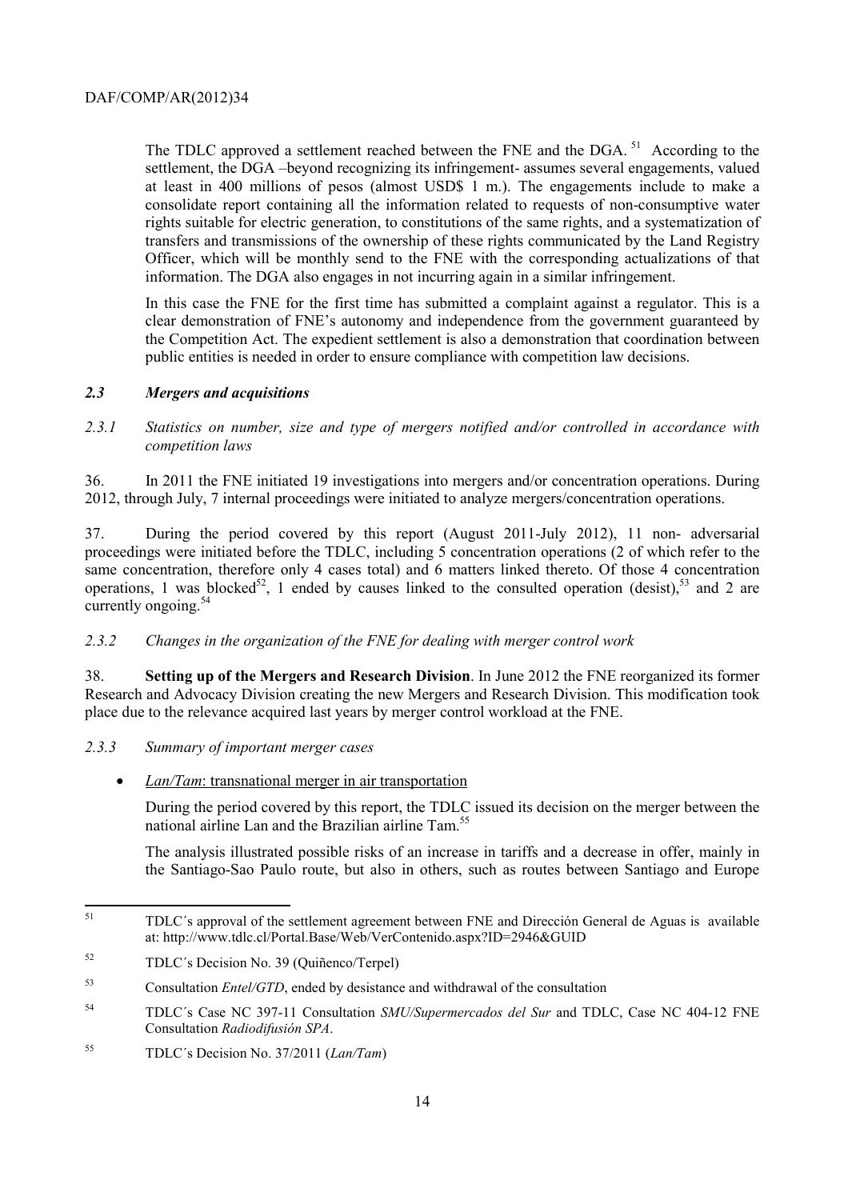The TDLC approved a settlement reached between the FNE and the DGA. [51] According to the settlement, the DGA –beyond recognizing its infringement- assumes several engagements, valued at least in 400 millions of pesos (almost USD$ 1 m.). The engagements include to make a consolidate report containing all the information related to requests of non-consumptive water rights suitable for electric generation, to constitutions of the same rights, and a systematization of transfers and transmissions of the ownership of these rights communicated by the Land Registry Officer, which will be monthly send to the FNE with the corresponding actualizations of that information. The DGA also engages in not incurring again in a similar infringement.

In this case the FNE for the first time has submitted a complaint against a regulator. This is a clear demonstration of FNE's autonomy and independence from the government guaranteed by the Competition Act. The expedient settlement is also a demonstration that coordination between public entities is needed in order to ensure compliance with competition law decisions.

### *2.3 Mergers and acquisitions*

#### *2.3.1 Statistics on number, size and type of mergers notified and/or controlled in accordance with competition laws*

36. In 2011 the FNE initiated 19 investigations into mergers and/or concentration operations. During 2012, through July, 7 internal proceedings were initiated to analyze mergers/concentration operations.

37. During the period covered by this report (August 2011-July 2012), 11 non- adversarial proceedings were initiated before the TDLC, including 5 concentration operations (2 of which refer to the same concentration, therefore only 4 cases total) and 6 matters linked thereto. Of those 4 concentration operations, 1 was blocked[52], 1 ended by causes linked to the consulted operation (desist),[53] and 2 are currently ongoing.[54]

#### *2.3.2 Changes in the organization of the FNE for dealing with merger control work*

38. **Setting up of the Mergers and Research Division**. In June 2012 the FNE reorganized its former Research and Advocacy Division creating the new Mergers and Research Division. This modification took place due to the relevance acquired last years by merger control workload at the FNE.

#### *2.3.3 Summary of important merger cases*

- *Lan/Tam*: transnational merger in air transportation

  During the period covered by this report, the TDLC issued its decision on the merger between the national airline Lan and the Brazilian airline Tam.[55]

  The analysis illustrated possible risks of an increase in tariffs and a decrease in offer, mainly in the Santiago-Sao Paulo route, but also in others, such as routes between Santiago and Europe

---

[51] TDLC´s approval of the settlement agreement between FNE and Dirección General de Aguas is available at: http://www.tdlc.cl/Portal.Base/Web/VerContenido.aspx?ID=2946&GUID

[52] TDLC´s Decision No. 39 (Quiñenco/Terpel)

[53] Consultation *Entel/GTD*, ended by desistance and withdrawal of the consultation

[54] TDLC´s Case NC 397-11 Consultation *SMU/Supermercados del Sur* and TDLC, Case NC 404-12 FNE Consultation *Radiodifusión SPA*.

[55] TDLC´s Decision No. 37/2011 (*Lan/Tam*)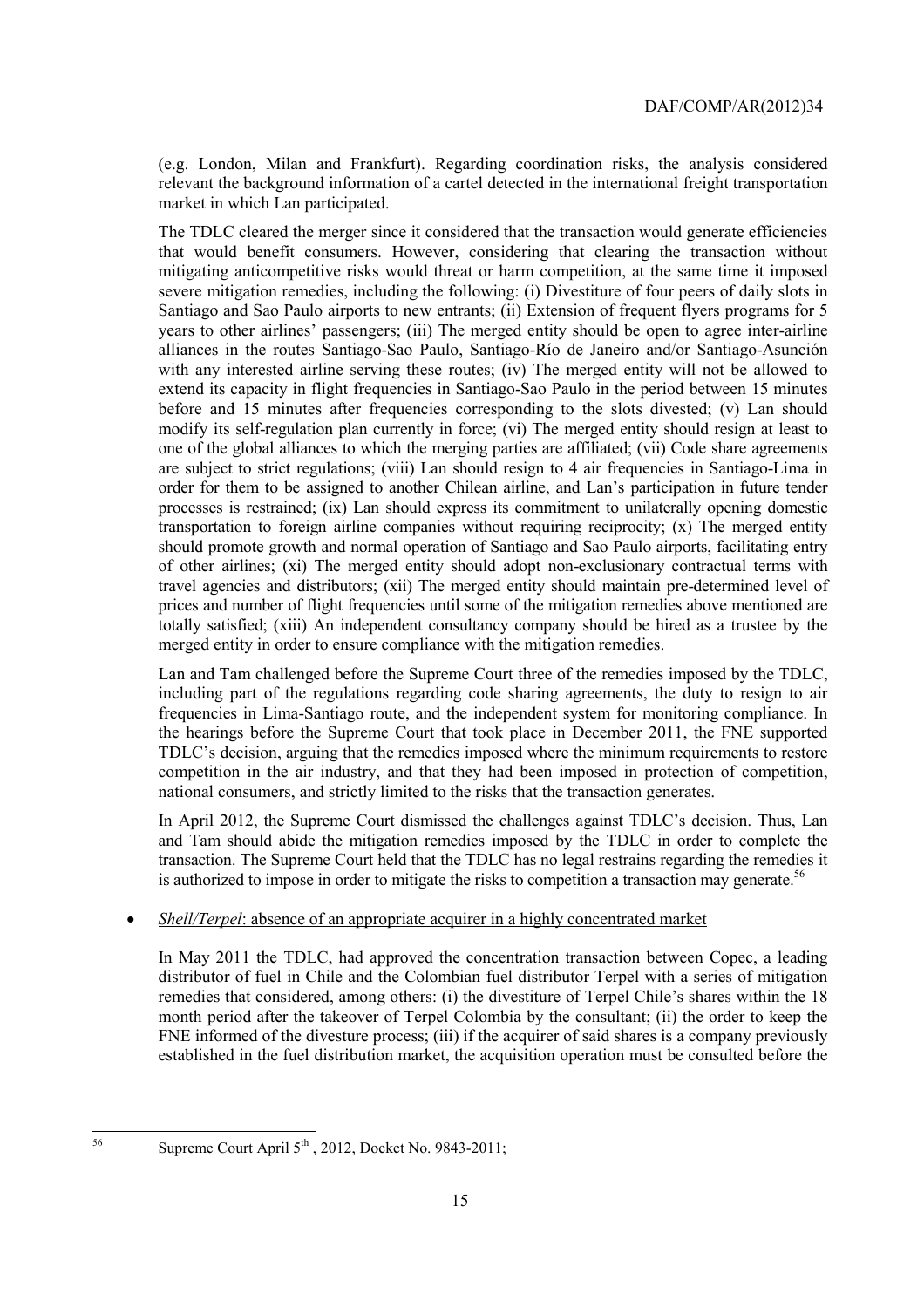(e.g. London, Milan and Frankfurt). Regarding coordination risks, the analysis considered relevant the background information of a cartel detected in the international freight transportation market in which Lan participated.

The TDLC cleared the merger since it considered that the transaction would generate efficiencies that would benefit consumers. However, considering that clearing the transaction without mitigating anticompetitive risks would threat or harm competition, at the same time it imposed severe mitigation remedies, including the following: (i) Divestiture of four peers of daily slots in Santiago and Sao Paulo airports to new entrants; (ii) Extension of frequent flyers programs for 5 years to other airlines' passengers; (iii) The merged entity should be open to agree inter-airline alliances in the routes Santiago-Sao Paulo, Santiago-Río de Janeiro and/or Santiago-Asunción with any interested airline serving these routes; (iv) The merged entity will not be allowed to extend its capacity in flight frequencies in Santiago-Sao Paulo in the period between 15 minutes before and 15 minutes after frequencies corresponding to the slots divested; (v) Lan should modify its self-regulation plan currently in force; (vi) The merged entity should resign at least to one of the global alliances to which the merging parties are affiliated; (vii) Code share agreements are subject to strict regulations; (viii) Lan should resign to 4 air frequencies in Santiago-Lima in order for them to be assigned to another Chilean airline, and Lan's participation in future tender processes is restrained; (ix) Lan should express its commitment to unilaterally opening domestic transportation to foreign airline companies without requiring reciprocity; (x) The merged entity should promote growth and normal operation of Santiago and Sao Paulo airports, facilitating entry of other airlines; (xi) The merged entity should adopt non-exclusionary contractual terms with travel agencies and distributors; (xii) The merged entity should maintain pre-determined level of prices and number of flight frequencies until some of the mitigation remedies above mentioned are totally satisfied; (xiii) An independent consultancy company should be hired as a trustee by the merged entity in order to ensure compliance with the mitigation remedies.

Lan and Tam challenged before the Supreme Court three of the remedies imposed by the TDLC, including part of the regulations regarding code sharing agreements, the duty to resign to air frequencies in Lima-Santiago route, and the independent system for monitoring compliance. In the hearings before the Supreme Court that took place in December 2011, the FNE supported TDLC's decision, arguing that the remedies imposed where the minimum requirements to restore competition in the air industry, and that they had been imposed in protection of competition, national consumers, and strictly limited to the risks that the transaction generates.

In April 2012, the Supreme Court dismissed the challenges against TDLC's decision. Thus, Lan and Tam should abide the mitigation remedies imposed by the TDLC in order to complete the transaction. The Supreme Court held that the TDLC has no legal restrains regarding the remedies it is authorized to impose in order to mitigate the risks to competition a transaction may generate.[56]

- *Shell/Terpel*: absence of an appropriate acquirer in a highly concentrated market

  In May 2011 the TDLC, had approved the concentration transaction between Copec, a leading distributor of fuel in Chile and the Colombian fuel distributor Terpel with a series of mitigation remedies that considered, among others: (i) the divestiture of Terpel Chile's shares within the 18 month period after the takeover of Terpel Colombia by the consultant; (ii) the order to keep the FNE informed of the divesture process; (iii) if the acquirer of said shares is a company previously established in the fuel distribution market, the acquisition operation must be consulted before the

[56] Supreme Court April 5th, 2012, Docket No. 9843-2011;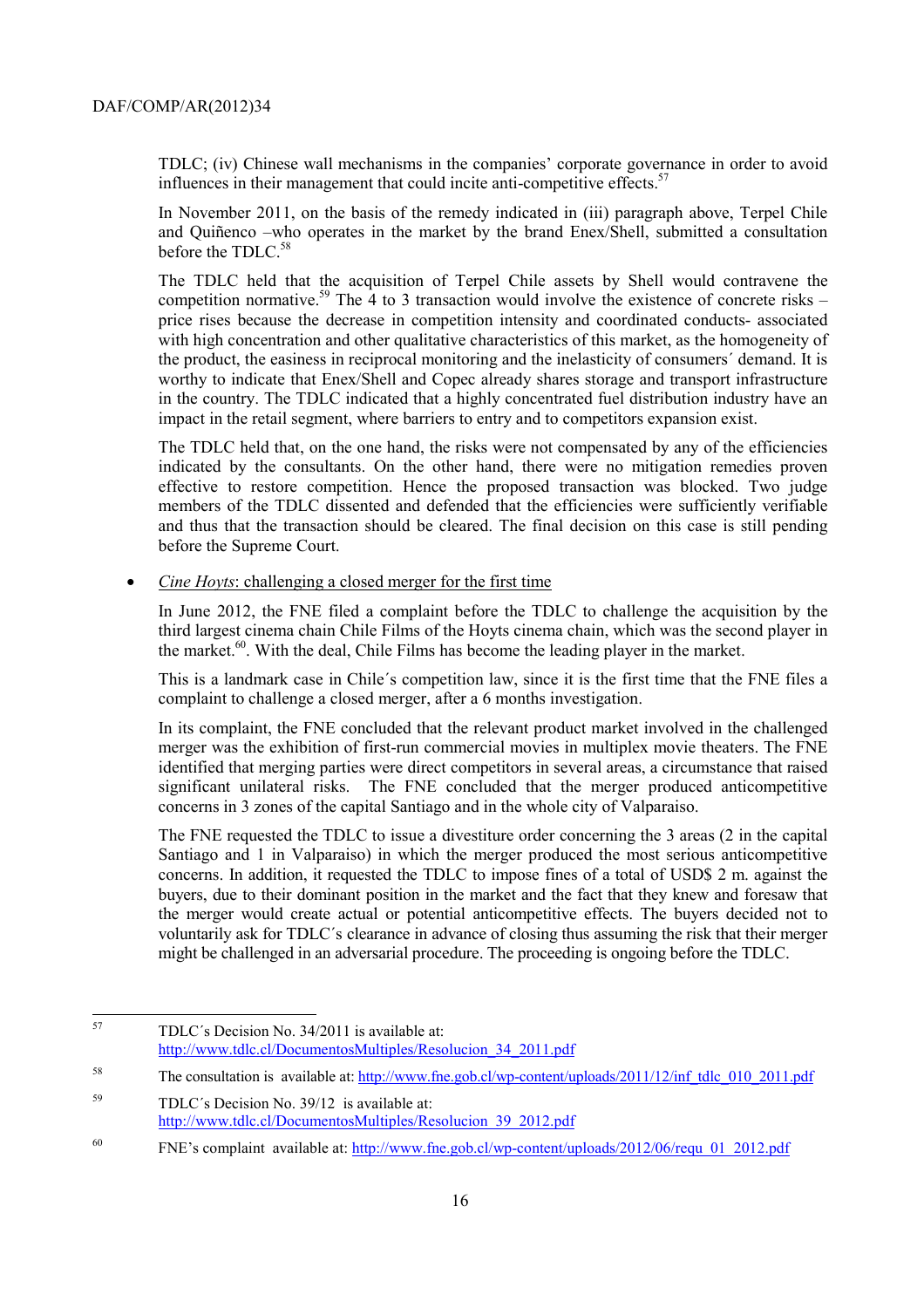TDLC; (iv) Chinese wall mechanisms in the companies' corporate governance in order to avoid influences in their management that could incite anti-competitive effects.[57]

In November 2011, on the basis of the remedy indicated in (iii) paragraph above, Terpel Chile and Quiñenco –who operates in the market by the brand Enex/Shell, submitted a consultation before the TDLC.[58]

The TDLC held that the acquisition of Terpel Chile assets by Shell would contravene the competition normative.[59] The 4 to 3 transaction would involve the existence of concrete risks – price rises because the decrease in competition intensity and coordinated conducts- associated with high concentration and other qualitative characteristics of this market, as the homogeneity of the product, the easiness in reciprocal monitoring and the inelasticity of consumers´ demand. It is worthy to indicate that Enex/Shell and Copec already shares storage and transport infrastructure in the country. The TDLC indicated that a highly concentrated fuel distribution industry have an impact in the retail segment, where barriers to entry and to competitors expansion exist.

The TDLC held that, on the one hand, the risks were not compensated by any of the efficiencies indicated by the consultants. On the other hand, there were no mitigation remedies proven effective to restore competition. Hence the proposed transaction was blocked. Two judge members of the TDLC dissented and defended that the efficiencies were sufficiently verifiable and thus that the transaction should be cleared. The final decision on this case is still pending before the Supreme Court.

- *Cine Hoyts*: challenging a closed merger for the first time

  In June 2012, the FNE filed a complaint before the TDLC to challenge the acquisition by the third largest cinema chain Chile Films of the Hoyts cinema chain, which was the second player in the market.[60]. With the deal, Chile Films has become the leading player in the market.

  This is a landmark case in Chile´s competition law, since it is the first time that the FNE files a complaint to challenge a closed merger, after a 6 months investigation.

  In its complaint, the FNE concluded that the relevant product market involved in the challenged merger was the exhibition of first-run commercial movies in multiplex movie theaters. The FNE identified that merging parties were direct competitors in several areas, a circumstance that raised significant unilateral risks. The FNE concluded that the merger produced anticompetitive concerns in 3 zones of the capital Santiago and in the whole city of Valparaiso.

  The FNE requested the TDLC to issue a divestiture order concerning the 3 areas (2 in the capital Santiago and 1 in Valparaiso) in which the merger produced the most serious anticompetitive concerns. In addition, it requested the TDLC to impose fines of a total of USD$ 2 m. against the buyers, due to their dominant position in the market and the fact that they knew and foresaw that the merger would create actual or potential anticompetitive effects. The buyers decided not to voluntarily ask for TDLC´s clearance in advance of closing thus assuming the risk that their merger might be challenged in an adversarial procedure. The proceeding is ongoing before the TDLC.

---

[57] TDLC´s Decision No. 34/2011 is available at: http://www.tdlc.cl/DocumentosMultiples/Resolucion_34_2011.pdf

[58] The consultation is available at: http://www.fne.gob.cl/wp-content/uploads/2011/12/inf_tdlc_010_2011.pdf

[59] TDLC´s Decision No. 39/12 is available at: http://www.tdlc.cl/DocumentosMultiples/Resolucion_39_2012.pdf

[60] FNE's complaint available at: http://www.fne.gob.cl/wp-content/uploads/2012/06/requ_01_2012.pdf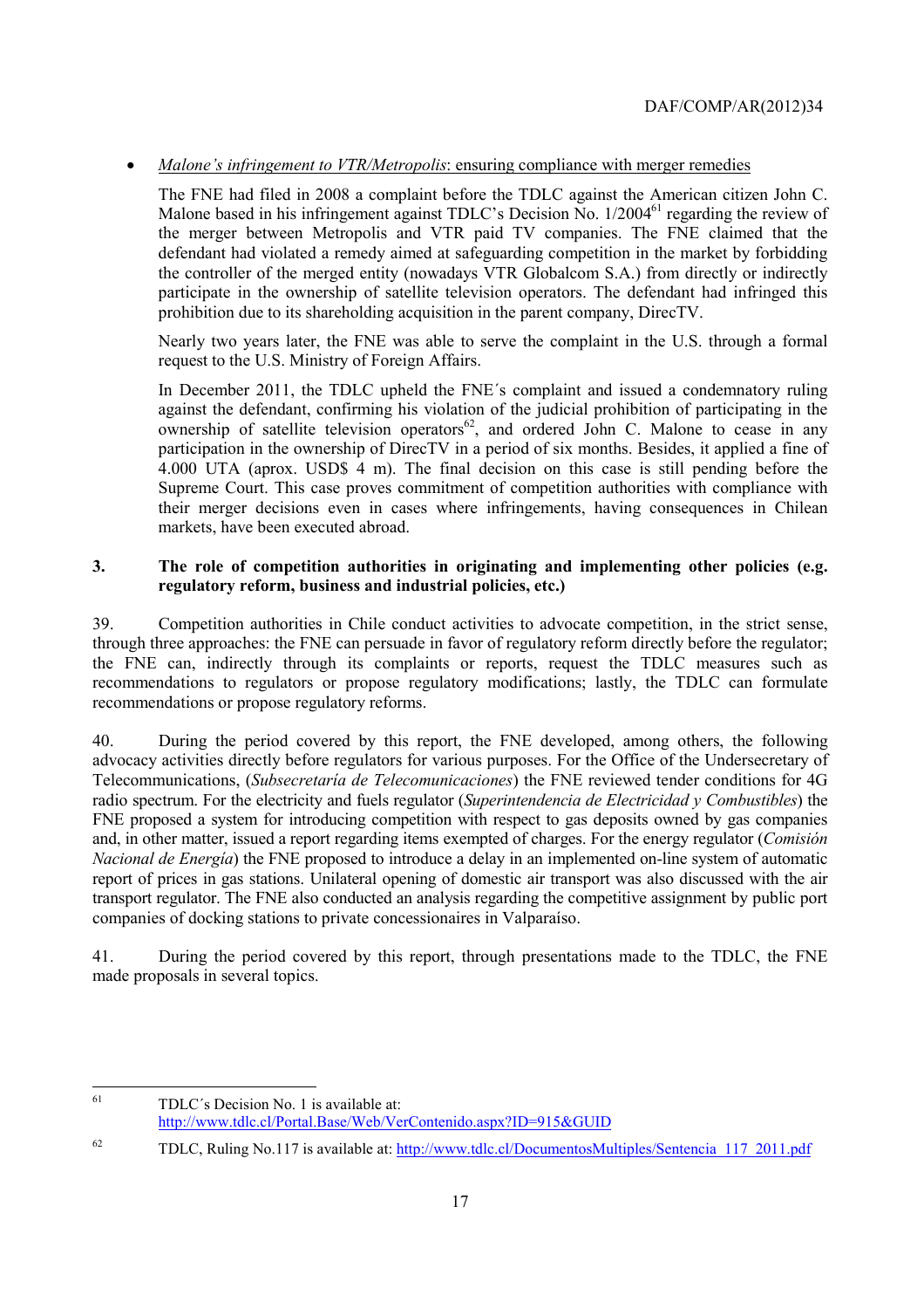- *Malone's infringement to VTR/Metropolis*: ensuring compliance with merger remedies

  The FNE had filed in 2008 a complaint before the TDLC against the American citizen John C. Malone based in his infringement against TDLC's Decision No. 1/2004[61] regarding the review of the merger between Metropolis and VTR paid TV companies. The FNE claimed that the defendant had violated a remedy aimed at safeguarding competition in the market by forbidding the controller of the merged entity (nowadays VTR Globalcom S.A.) from directly or indirectly participate in the ownership of satellite television operators. The defendant had infringed this prohibition due to its shareholding acquisition in the parent company, DirecTV.

  Nearly two years later, the FNE was able to serve the complaint in the U.S. through a formal request to the U.S. Ministry of Foreign Affairs.

  In December 2011, the TDLC upheld the FNE´s complaint and issued a condemnatory ruling against the defendant, confirming his violation of the judicial prohibition of participating in the ownership of satellite television operators[62], and ordered John C. Malone to cease in any participation in the ownership of DirecTV in a period of six months. Besides, it applied a fine of 4.000 UTA (aprox. USD$ 4 m). The final decision on this case is still pending before the Supreme Court. This case proves commitment of competition authorities with compliance with their merger decisions even in cases where infringements, having consequences in Chilean markets, have been executed abroad.

## 3. The role of competition authorities in originating and implementing other policies (e.g. regulatory reform, business and industrial policies, etc.)

39. Competition authorities in Chile conduct activities to advocate competition, in the strict sense, through three approaches: the FNE can persuade in favor of regulatory reform directly before the regulator; the FNE can, indirectly through its complaints or reports, request the TDLC measures such as recommendations to regulators or propose regulatory modifications; lastly, the TDLC can formulate recommendations or propose regulatory reforms.

40. During the period covered by this report, the FNE developed, among others, the following advocacy activities directly before regulators for various purposes. For the Office of the Undersecretary of Telecommunications, (*Subsecretaría de Telecomunicaciones*) the FNE reviewed tender conditions for 4G radio spectrum. For the electricity and fuels regulator (*Superintendencia de Electricidad y Combustibles*) the FNE proposed a system for introducing competition with respect to gas deposits owned by gas companies and, in other matter, issued a report regarding items exempted of charges. For the energy regulator (*Comisión Nacional de Energía*) the FNE proposed to introduce a delay in an implemented on-line system of automatic report of prices in gas stations. Unilateral opening of domestic air transport was also discussed with the air transport regulator. The FNE also conducted an analysis regarding the competitive assignment by public port companies of docking stations to private concessionaires in Valparaíso.

41. During the period covered by this report, through presentations made to the TDLC, the FNE made proposals in several topics.

---

[61] TDLC´s Decision No. 1 is available at: http://www.tdlc.cl/Portal.Base/Web/VerContenido.aspx?ID=915&GUID

[62] TDLC, Ruling No.117 is available at: http://www.tdlc.cl/DocumentosMultiples/Sentencia_117_2011.pdf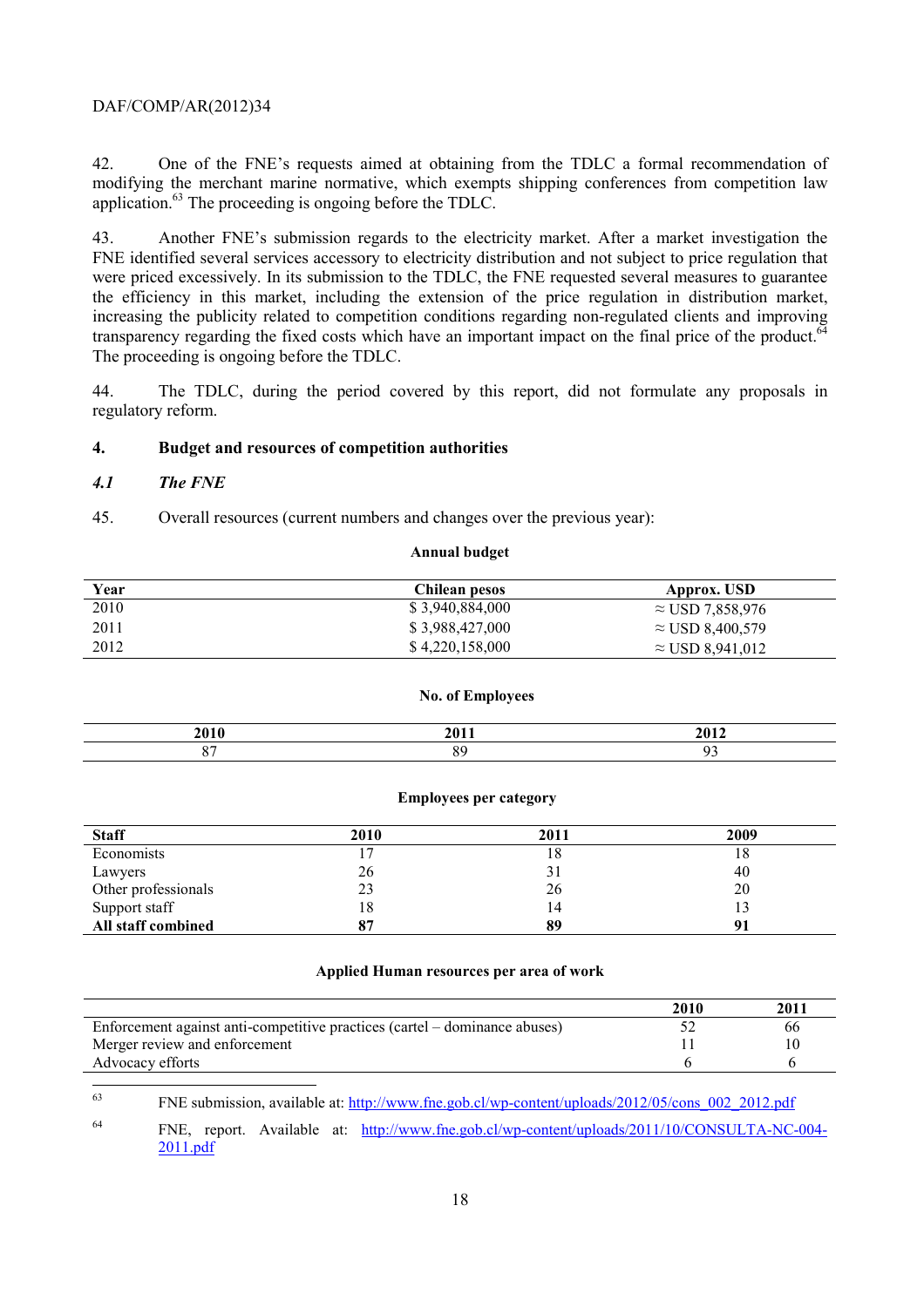42. One of the FNE's requests aimed at obtaining from the TDLC a formal recommendation of modifying the merchant marine normative, which exempts shipping conferences from competition law application.[63] The proceeding is ongoing before the TDLC.

43. Another FNE's submission regards to the electricity market. After a market investigation the FNE identified several services accessory to electricity distribution and not subject to price regulation that were priced excessively. In its submission to the TDLC, the FNE requested several measures to guarantee the efficiency in this market, including the extension of the price regulation in distribution market, increasing the publicity related to competition conditions regarding non-regulated clients and improving transparency regarding the fixed costs which have an important impact on the final price of the product.[64] The proceeding is ongoing before the TDLC.

44. The TDLC, during the period covered by this report, did not formulate any proposals in regulatory reform.

## 4. Budget and resources of competition authorities

### *4.1 The FNE*

45. Overall resources (current numbers and changes over the previous year):

**Annual budget**

| Year | Chilean pesos | Approx. USD |
|---|---|---|
| 2010 | $ 3,940,884,000 | ≈ USD 7,858,976 |
| 2011 | $ 3,988,427,000 | ≈ USD 8,400,579 |
| 2012 | $ 4,220,158,000 | ≈ USD 8,941,012 |

**No. of Employees**

| 2010 | 2011 | 2012 |
|---|---|---|
| 87 | 89 | 93 |

**Employees per category**

| Staff | 2010 | 2011 | 2009 |
|---|---|---|---|
| Economists | 17 | 18 | 18 |
| Lawyers | 26 | 31 | 40 |
| Other professionals | 23 | 26 | 20 |
| Support staff | 18 | 14 | 13 |
| **All staff combined** | **87** | **89** | **91** |

**Applied Human resources per area of work**

| | 2010 | 2011 |
|---|---|---|
| Enforcement against anti-competitive practices (cartel – dominance abuses) | 52 | 66 |
| Merger review and enforcement | 11 | 10 |
| Advocacy efforts | 6 | 6 |

[63] FNE submission, available at: http://www.fne.gob.cl/wp-content/uploads/2012/05/cons_002_2012.pdf

[64] FNE, report. Available at: http://www.fne.gob.cl/wp-content/uploads/2011/10/CONSULTA-NC-004-2011.pdf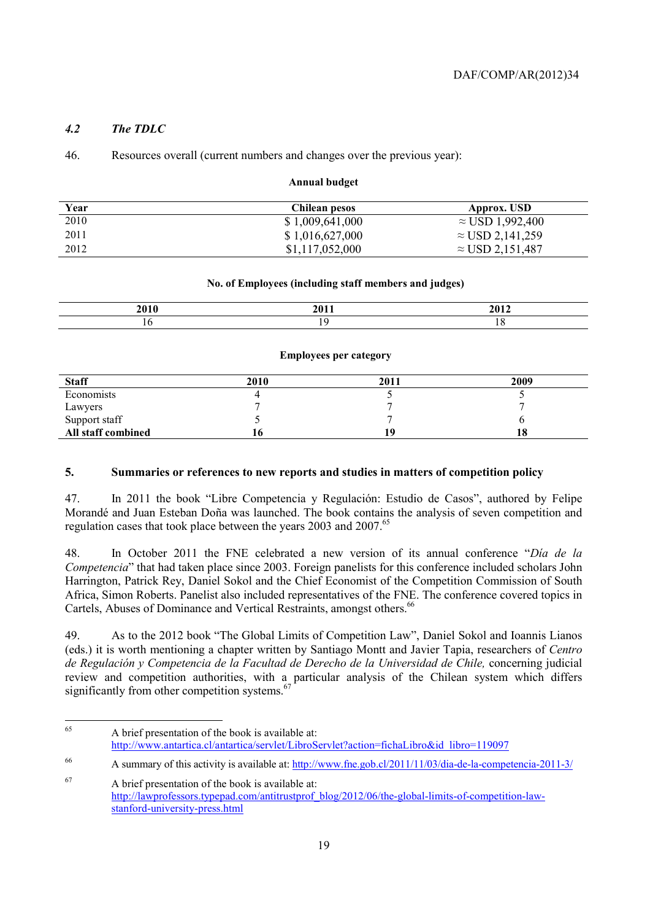### *4.2 The TDLC*

46. Resources overall (current numbers and changes over the previous year):

**Annual budget**

| Year | Chilean pesos | Approx. USD |
|---|---|---|
| 2010 | $ 1,009,641,000 | ≈ USD 1,992,400 |
| 2011 | $ 1,016,627,000 | ≈ USD 2,141,259 |
| 2012 | $1,117,052,000 | ≈ USD 2,151,487 |

**No. of Employees (including staff members and judges)**

| 2010 | 2011 | 2012 |
|---|---|---|
| 16 | 19 | 18 |

**Employees per category**

| Staff | 2010 | 2011 | 2009 |
|---|---|---|---|
| Economists | 4 | 5 | 5 |
| Lawyers | 7 | 7 | 7 |
| Support staff | 5 | 7 | 6 |
| **All staff combined** | **16** | **19** | **18** |

## 5. Summaries or references to new reports and studies in matters of competition policy

47. In 2011 the book "Libre Competencia y Regulación: Estudio de Casos", authored by Felipe Morandé and Juan Esteban Doña was launched. The book contains the analysis of seven competition and regulation cases that took place between the years 2003 and 2007.[65]

48. In October 2011 the FNE celebrated a new version of its annual conference "*Día de la Competencia*" that had taken place since 2003. Foreign panelists for this conference included scholars John Harrington, Patrick Rey, Daniel Sokol and the Chief Economist of the Competition Commission of South Africa, Simon Roberts. Panelist also included representatives of the FNE. The conference covered topics in Cartels, Abuses of Dominance and Vertical Restraints, amongst others.[66]

49. As to the 2012 book "The Global Limits of Competition Law", Daniel Sokol and Ioannis Lianos (eds.) it is worth mentioning a chapter written by Santiago Montt and Javier Tapia, researchers of *Centro de Regulación y Competencia de la Facultad de Derecho de la Universidad de Chile,* concerning judicial review and competition authorities, with a particular analysis of the Chilean system which differs significantly from other competition systems.[67]

---

[65] A brief presentation of the book is available at: http://www.antartica.cl/antartica/servlet/LibroServlet?action=fichaLibro&id_libro=119097

[66] A summary of this activity is available at: http://www.fne.gob.cl/2011/11/03/dia-de-la-competencia-2011-3/

[67] A brief presentation of the book is available at: http://lawprofessors.typepad.com/antitrustprof_blog/2012/06/the-global-limits-of-competition-law-stanford-university-press.html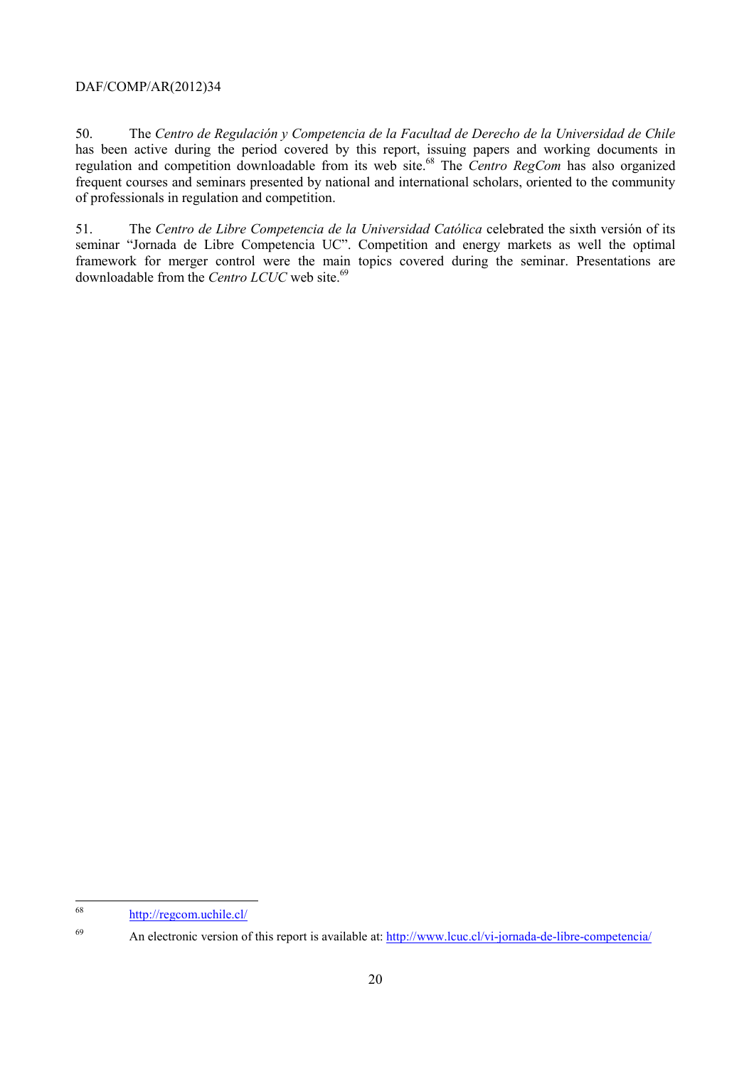50. The *Centro de Regulación y Competencia de la Facultad de Derecho de la Universidad de Chile* has been active during the period covered by this report, issuing papers and working documents in regulation and competition downloadable from its web site.[68] The *Centro RegCom* has also organized frequent courses and seminars presented by national and international scholars, oriented to the community of professionals in regulation and competition.

51. The *Centro de Libre Competencia de la Universidad Católica* celebrated the sixth versión of its seminar "Jornada de Libre Competencia UC". Competition and energy markets as well the optimal framework for merger control were the main topics covered during the seminar. Presentations are downloadable from the *Centro LCUC* web site.[69]

---

[68] http://regcom.uchile.cl/

[69] An electronic version of this report is available at: http://www.lcuc.cl/vi-jornada-de-libre-competencia/